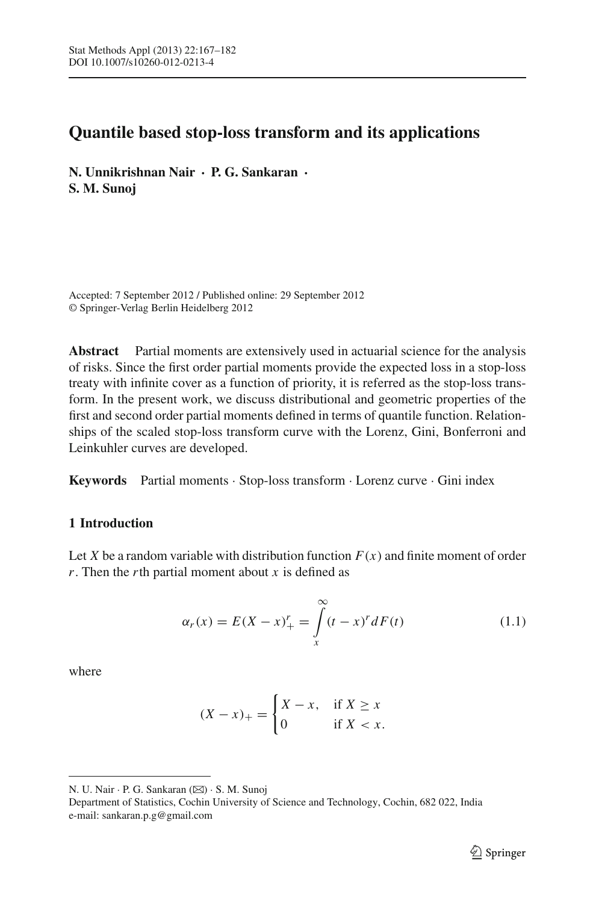# Quantile based stop-loss transform and its applications

**N. Unnikrishnan Nair · P. G. Sankaran · S. M. Sunoj**

Accepted: 7 September 2012 / Published online: 29 September 2012
© Springer-Verlag Berlin Heidelberg 2012

**Abstract** Partial moments are extensively used in actuarial science for the analysis of risks. Since the first order partial moments provide the expected loss in a stop-loss treaty with infinite cover as a function of priority, it is referred as the stop-loss transform. In the present work, we discuss distributional and geometric properties of the first and second order partial moments defined in terms of quantile function. Relationships of the scaled stop-loss transform curve with the Lorenz, Gini, Bonferroni and Leinkuhler curves are developed.

**Keywords** Partial moments · Stop-loss transform · Lorenz curve · Gini index

## 1 Introduction

Let $X$ be a random variable with distribution function $F(x)$ and finite moment of order $r$. Then the $r$th partial moment about $x$ is defined as

$$\alpha_r(x) = E(X-x)_+^r = \int_x^\infty (t-x)^r dF(t) \tag{1.1}$$

where

$$(X-x)_+ = \begin{cases} X-x, & \text{if } X \geq x \\ 0 & \text{if } X < x. \end{cases}$$

---

N. U. Nair · P. G. Sankaran (✉) · S. M. Sunoj
Department of Statistics, Cochin University of Science and Technology, Cochin, 682 022, India
e-mail: sankaran.p.g@gmail.com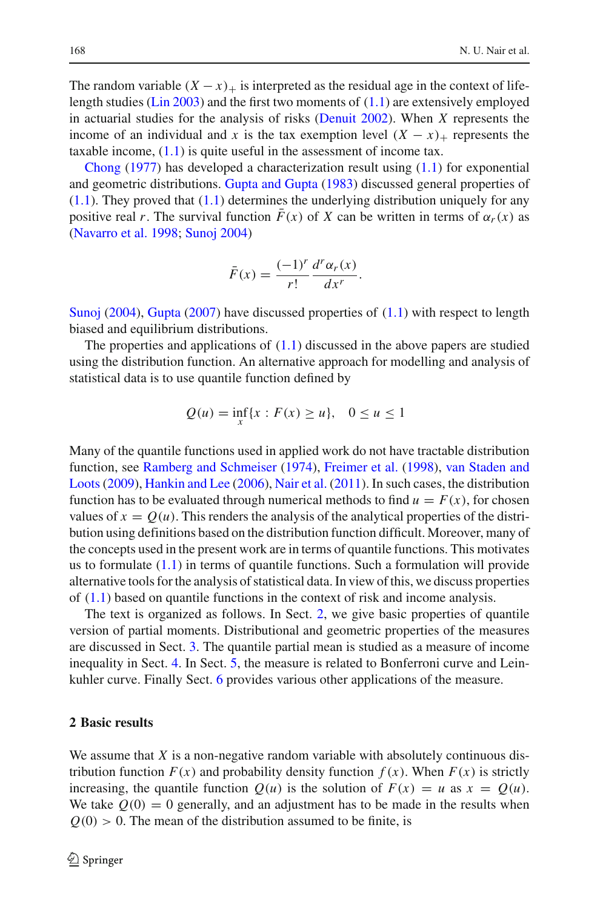The random variable $(X - x)_+$ is interpreted as the residual age in the context of life-length studies (Lin 2003) and the first two moments of (1.1) are extensively employed in actuarial studies for the analysis of risks (Denuit 2002). When $X$ represents the income of an individual and $x$ is the tax exemption level $(X - x)_+$ represents the taxable income, (1.1) is quite useful in the assessment of income tax.

Chong (1977) has developed a characterization result using (1.1) for exponential and geometric distributions. Gupta and Gupta (1983) discussed general properties of (1.1). They proved that (1.1) determines the underlying distribution uniquely for any positive real $r$. The survival function $\bar{F}(x)$ of $X$ can be written in terms of $\alpha_r(x)$ as (Navarro et al. 1998; Sunoj 2004)

$$\bar{F}(x) = \frac{(-1)^r}{r!} \frac{d^r \alpha_r(x)}{dx^r}.$$

Sunoj (2004), Gupta (2007) have discussed properties of (1.1) with respect to length biased and equilibrium distributions.

The properties and applications of (1.1) discussed in the above papers are studied using the distribution function. An alternative approach for modelling and analysis of statistical data is to use quantile function defined by

$$Q(u) = \inf_x \{x : F(x) \geq u\}, \quad 0 \leq u \leq 1$$

Many of the quantile functions used in applied work do not have tractable distribution function, see Ramberg and Schmeiser (1974), Freimer et al. (1998), van Staden and Loots (2009), Hankin and Lee (2006), Nair et al. (2011). In such cases, the distribution function has to be evaluated through numerical methods to find $u = F(x)$, for chosen values of $x = Q(u)$. This renders the analysis of the analytical properties of the distribution using definitions based on the distribution function difficult. Moreover, many of the concepts used in the present work are in terms of quantile functions. This motivates us to formulate (1.1) in terms of quantile functions. Such a formulation will provide alternative tools for the analysis of statistical data. In view of this, we discuss properties of (1.1) based on quantile functions in the context of risk and income analysis.

The text is organized as follows. In Sect. 2, we give basic properties of quantile version of partial moments. Distributional and geometric properties of the measures are discussed in Sect. 3. The quantile partial mean is studied as a measure of income inequality in Sect. 4. In Sect. 5, the measure is related to Bonferroni curve and Leinkuhler curve. Finally Sect. 6 provides various other applications of the measure.

## 2 Basic results

We assume that $X$ is a non-negative random variable with absolutely continuous distribution function $F(x)$ and probability density function $f(x)$. When $F(x)$ is strictly increasing, the quantile function $Q(u)$ is the solution of $F(x) = u$ as $x = Q(u)$. We take $Q(0) = 0$ generally, and an adjustment has to be made in the results when $Q(0) > 0$. The mean of the distribution assumed to be finite, is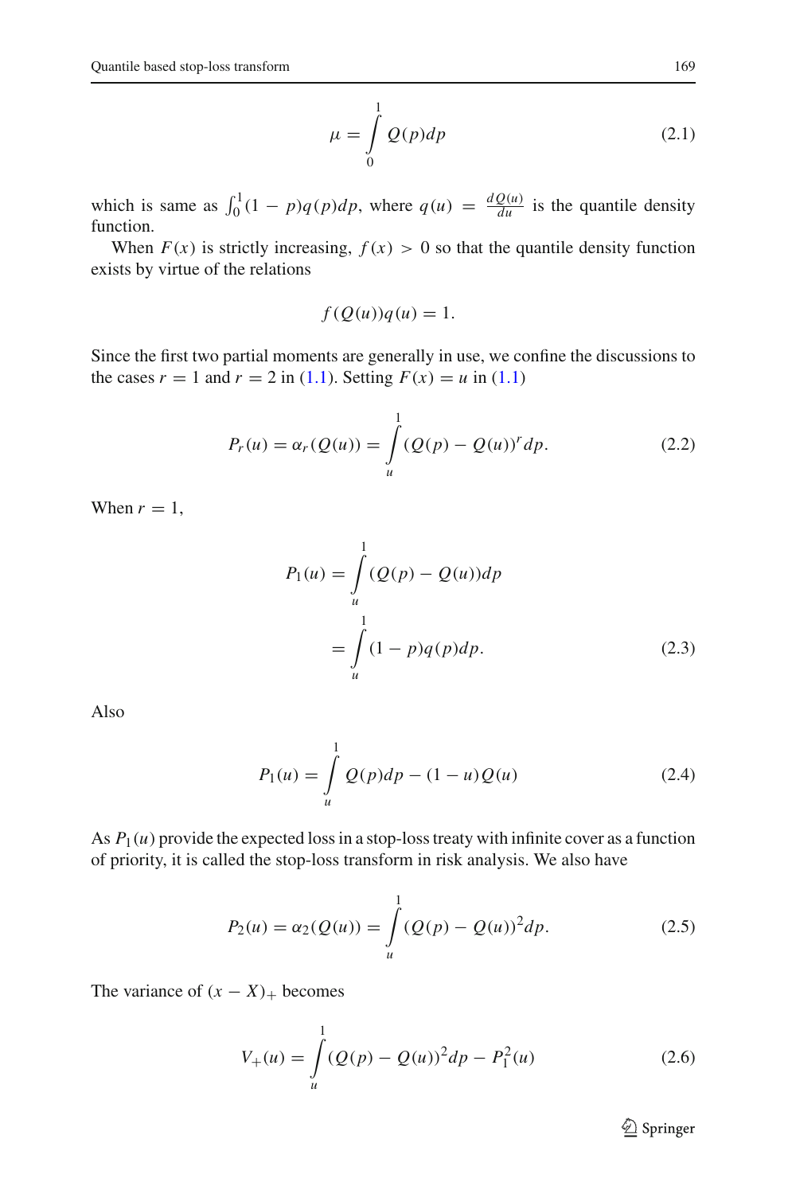$$\mu = \int_0^1 Q(p)dp \tag{2.1}$$

which is same as $\int_0^1 (1-p)q(p)dp$, where $q(u) = \frac{dQ(u)}{du}$ is the quantile density function.

When $F(x)$ is strictly increasing, $f(x) > 0$ so that the quantile density function exists by virtue of the relations

$$f(Q(u))q(u) = 1.$$

Since the first two partial moments are generally in use, we confine the discussions to the cases $r = 1$ and $r = 2$ in (1.1). Setting $F(x) = u$ in (1.1)

$$P_r(u) = \alpha_r(Q(u)) = \int_u^1 (Q(p) - Q(u))^r dp. \tag{2.2}$$

When $r = 1$,

$$\begin{aligned} P_1(u) &= \int_u^1 (Q(p) - Q(u))dp \\ &= \int_u^1 (1-p)q(p)dp. \end{aligned} \tag{2.3}$$

Also

$$P_1(u) = \int_u^1 Q(p)dp - (1-u)Q(u) \tag{2.4}$$

As $P_1(u)$ provide the expected loss in a stop-loss treaty with infinite cover as a function of priority, it is called the stop-loss transform in risk analysis. We also have

$$P_2(u) = \alpha_2(Q(u)) = \int_u^1 (Q(p) - Q(u))^2 dp. \tag{2.5}$$

The variance of $(x - X)_+$ becomes

$$V_+(u) = \int_u^1 (Q(p) - Q(u))^2 dp - P_1^2(u) \tag{2.6}$$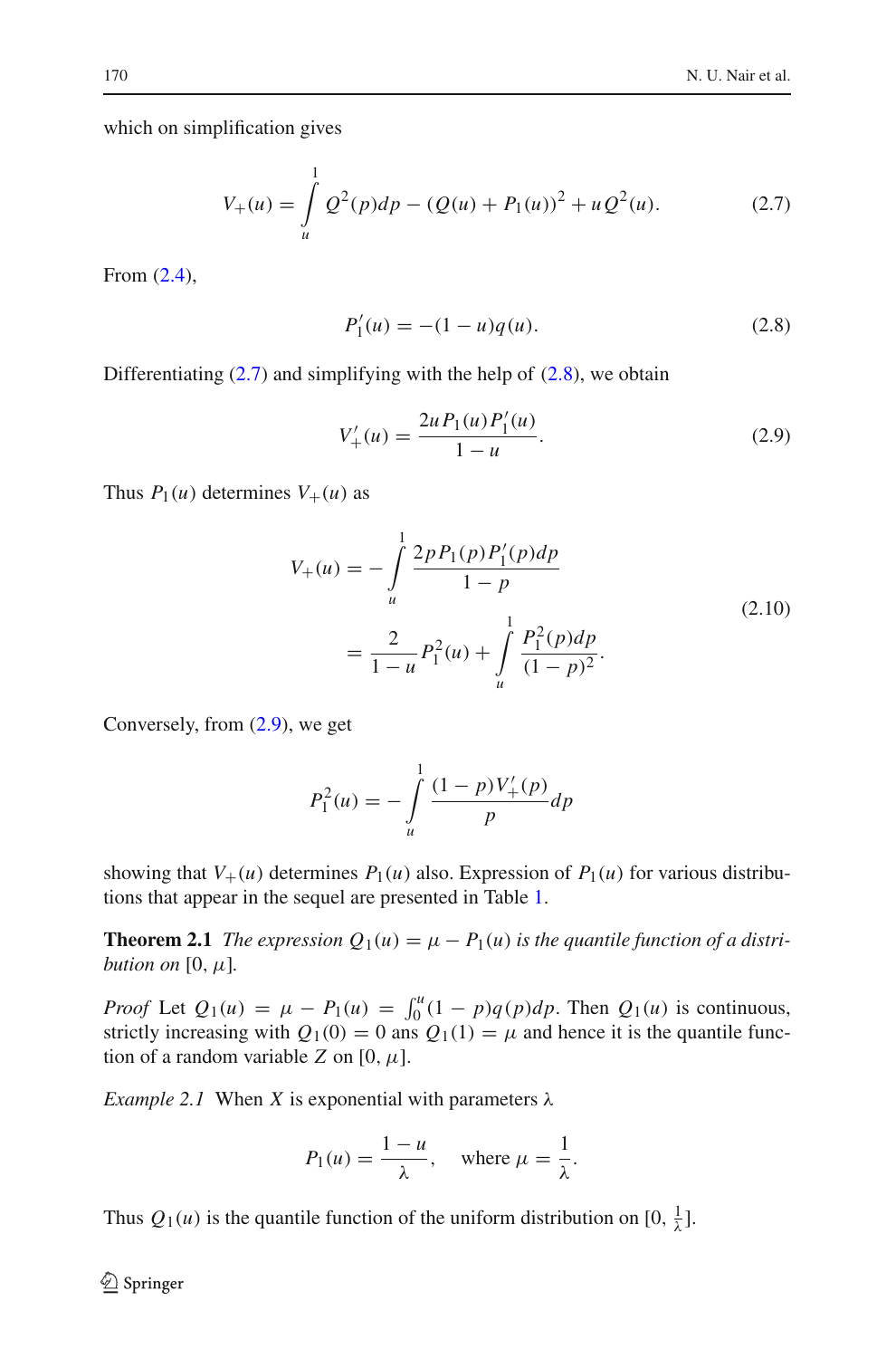which on simplification gives

$$V_+(u) = \int_u^1 Q^2(p)dp - (Q(u) + P_1(u))^2 + uQ^2(u). \tag{2.7}$$

From (2.4),

$$P_1'(u) = -(1-u)q(u). \tag{2.8}$$

Differentiating (2.7) and simplifying with the help of (2.8), we obtain

$$V_+'(u) = \frac{2uP_1(u)P_1'(u)}{1-u}. \tag{2.9}$$

Thus $P_1(u)$ determines $V_+(u)$ as

$$\begin{aligned} V_+(u) &= -\int_u^1 \frac{2pP_1(p)P_1'(p)dp}{1-p} \\ &= \frac{2}{1-u}P_1^2(u) + \int_u^1 \frac{P_1^2(p)dp}{(1-p)^2}. \end{aligned} \tag{2.10}$$

Conversely, from (2.9), we get

$$P_1^2(u) = -\int_u^1 \frac{(1-p)V_+'(p)}{p}dp$$

showing that $V_+(u)$ determines $P_1(u)$ also. Expression of $P_1(u)$ for various distributions that appear in the sequel are presented in Table 1.

**Theorem 2.1** *The expression $Q_1(u) = \mu - P_1(u)$ is the quantile function of a distribution on* $[0, \mu]$.

*Proof* Let $Q_1(u) = \mu - P_1(u) = \int_0^u (1-p)q(p)dp$. Then $Q_1(u)$ is continuous, strictly increasing with $Q_1(0) = 0$ ans $Q_1(1) = \mu$ and hence it is the quantile function of a random variable $Z$ on $[0, \mu]$.

*Example 2.1* When $X$ is exponential with parameters $\lambda$

$$P_1(u) = \frac{1-u}{\lambda}, \quad \text{where } \mu = \frac{1}{\lambda}.$$

Thus $Q_1(u)$ is the quantile function of the uniform distribution on $[0, \frac{1}{\lambda}]$.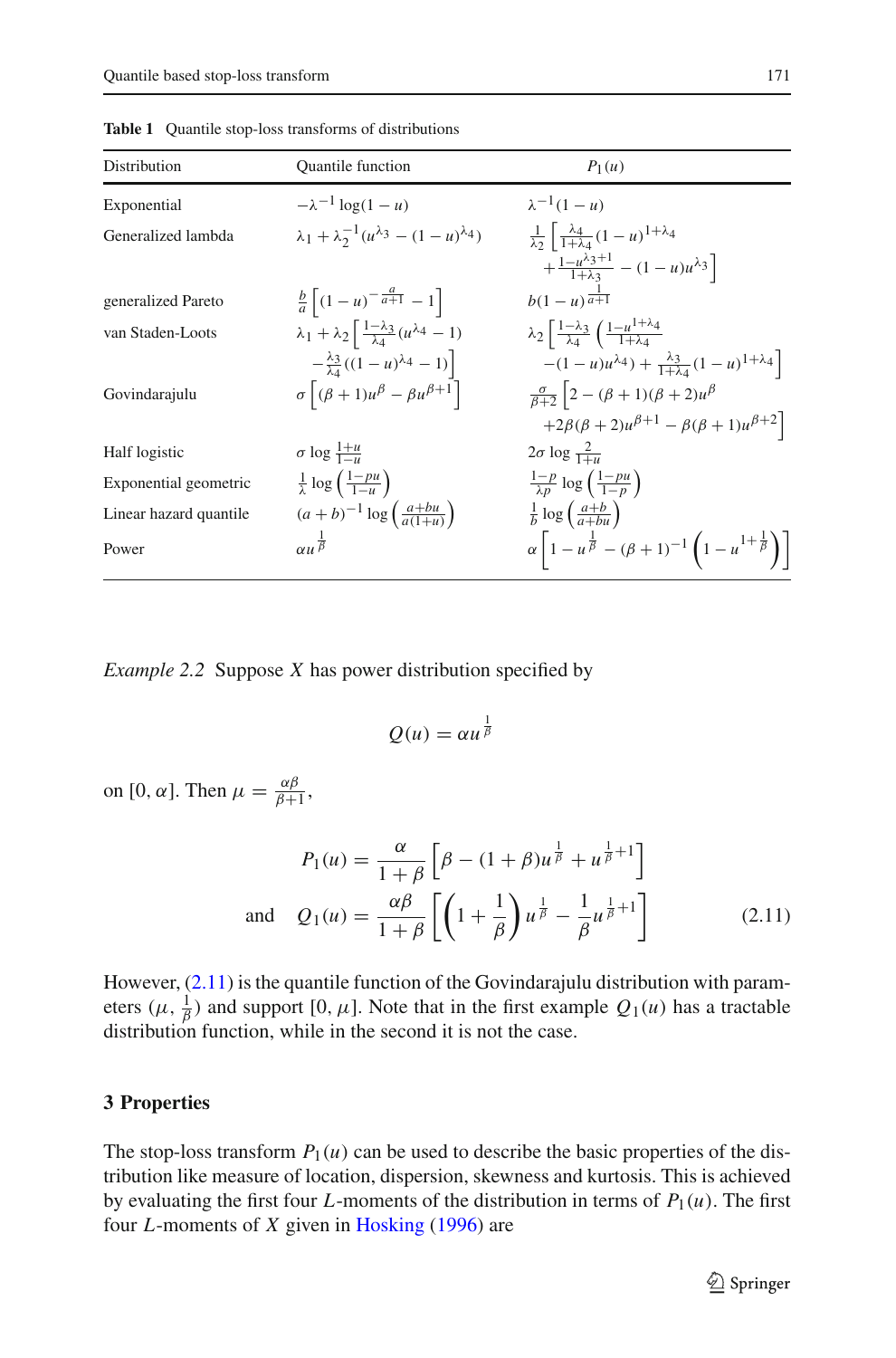**Table 1** Quantile stop-loss transforms of distributions

| Distribution | Quantile function | $P_1(u)$ |
|---|---|---|
| Exponential | $-\lambda^{-1}\log(1-u)$ | $\lambda^{-1}(1-u)$ |
| Generalized lambda | $\lambda_1 + \lambda_2^{-1}(u^{\lambda_3} - (1-u)^{\lambda_4})$ | $\frac{1}{\lambda_2}\left[\frac{\lambda_4}{1+\lambda_4}(1-u)^{1+\lambda_4} + \frac{1-u^{\lambda_3+1}}{1+\lambda_3} - (1-u)u^{\lambda_3}\right]$ |
| generalized Pareto | $\frac{b}{a}\left[(1-u)^{-\frac{a}{a+1}} - 1\right]$ | $b(1-u)^{\frac{1}{a+1}}$ |
| van Staden-Loots | $\lambda_1 + \lambda_2\left[\frac{1-\lambda_3}{\lambda_4}(u^{\lambda_4} - 1) - \frac{\lambda_3}{\lambda_4}((1-u)^{\lambda_4} - 1)\right]$ | $\lambda_2\left[\frac{1-\lambda_3}{\lambda_4}\left(\frac{1-u^{1+\lambda_4}}{1+\lambda_4} - (1-u)u^{\lambda_4}\right) + \frac{\lambda_3}{1+\lambda_4}(1-u)^{1+\lambda_4}\right]$ |
| Govindarajulu | $\sigma\left[(\beta+1)u^{\beta} - \beta u^{\beta+1}\right]$ | $\frac{\sigma}{\beta+2}\left[2 - (\beta+1)(\beta+2)u^{\beta} + 2\beta(\beta+2)u^{\beta+1} - \beta(\beta+1)u^{\beta+2}\right]$ |
| Half logistic | $\sigma\log\frac{1+u}{1-u}$ | $2\sigma\log\frac{2}{1+u}$ |
| Exponential geometric | $\frac{1}{\lambda}\log\left(\frac{1-pu}{1-u}\right)$ | $\frac{1-p}{\lambda p}\log\left(\frac{1-pu}{1-p}\right)$ |
| Linear hazard quantile | $(a+b)^{-1}\log\left(\frac{a+bu}{a(1+u)}\right)$ | $\frac{1}{b}\log\left(\frac{a+b}{a+bu}\right)$ |
| Power | $\alpha u^{\frac{1}{\beta}}$ | $\alpha\left[1 - u^{\frac{1}{\beta}} - (\beta+1)^{-1}\left(1 - u^{1+\frac{1}{\beta}}\right)\right]$ |

*Example 2.2* Suppose $X$ has power distribution specified by

$$Q(u) = \alpha u^{\frac{1}{\beta}}$$

on $[0, \alpha]$. Then $\mu = \frac{\alpha\beta}{\beta+1}$,

$$P_1(u) = \frac{\alpha}{1+\beta}\left[\beta - (1+\beta)u^{\frac{1}{\beta}} + u^{\frac{1}{\beta}+1}\right]$$

$$\text{and} \quad Q_1(u) = \frac{\alpha\beta}{1+\beta}\left[\left(1+\frac{1}{\beta}\right)u^{\frac{1}{\beta}} - \frac{1}{\beta}u^{\frac{1}{\beta}+1}\right] \tag{2.11}$$

However, (2.11) is the quantile function of the Govindarajulu distribution with parameters $(\mu, \frac{1}{\beta})$ and support $[0, \mu]$. Note that in the first example $Q_1(u)$ has a tractable distribution function, while in the second it is not the case.

## 3 Properties

The stop-loss transform $P_1(u)$ can be used to describe the basic properties of the distribution like measure of location, dispersion, skewness and kurtosis. This is achieved by evaluating the first four $L$-moments of the distribution in terms of $P_1(u)$. The first four $L$-moments of $X$ given in Hosking (1996) are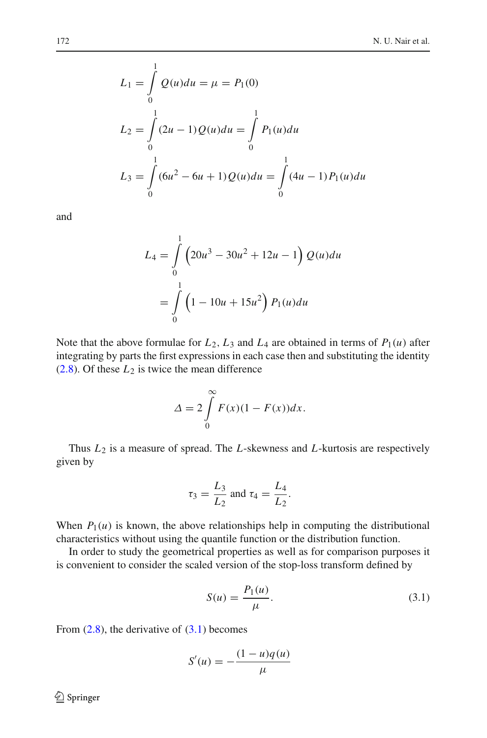$$L_1 = \int_0^1 Q(u)du = \mu = P_1(0)$$

$$L_2 = \int_0^1 (2u-1)Q(u)du = \int_0^1 P_1(u)du$$

$$L_3 = \int_0^1 (6u^2 - 6u + 1)Q(u)du = \int_0^1 (4u-1)P_1(u)du$$

and

$$L_4 = \int_0^1 \left(20u^3 - 30u^2 + 12u - 1\right) Q(u)du$$

$$= \int_0^1 \left(1 - 10u + 15u^2\right) P_1(u)du$$

Note that the above formulae for $L_2$, $L_3$ and $L_4$ are obtained in terms of $P_1(u)$ after integrating by parts the first expressions in each case then and substituting the identity (2.8). Of these $L_2$ is twice the mean difference

$$\Delta = 2\int_0^\infty F(x)(1-F(x))dx.$$

Thus $L_2$ is a measure of spread. The $L$-skewness and $L$-kurtosis are respectively given by

$$\tau_3 = \frac{L_3}{L_2} \text{ and } \tau_4 = \frac{L_4}{L_2}.$$

When $P_1(u)$ is known, the above relationships help in computing the distributional characteristics without using the quantile function or the distribution function.

In order to study the geometrical properties as well as for comparison purposes it is convenient to consider the scaled version of the stop-loss transform defined by

$$S(u) = \frac{P_1(u)}{\mu}. \tag{3.1}$$

From (2.8), the derivative of (3.1) becomes

$$S'(u) = -\frac{(1-u)q(u)}{\mu}$$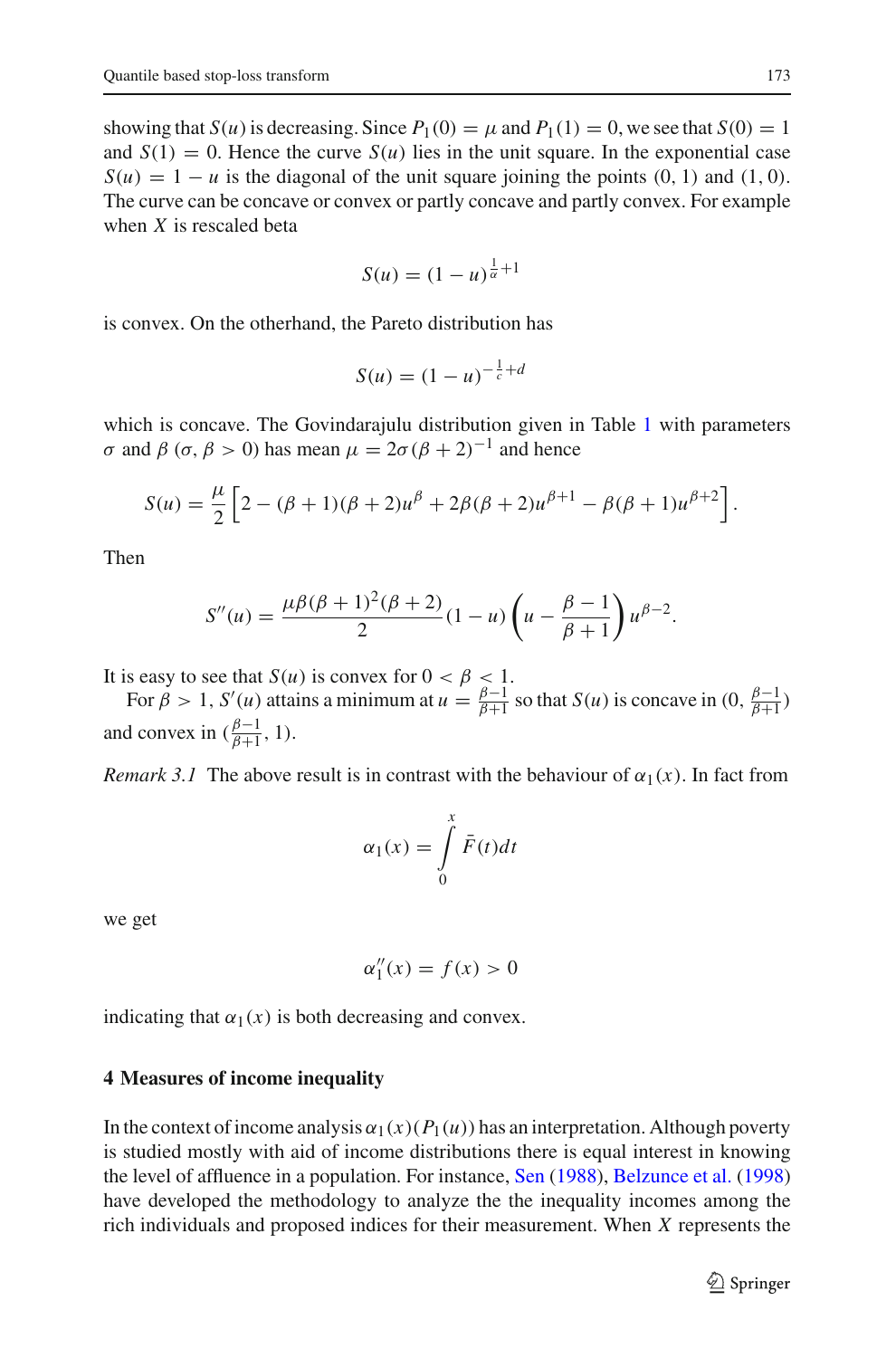showing that $S(u)$ is decreasing. Since $P_1(0) = \mu$ and $P_1(1) = 0$, we see that $S(0) = 1$ and $S(1) = 0$. Hence the curve $S(u)$ lies in the unit square. In the exponential case $S(u) = 1 - u$ is the diagonal of the unit square joining the points $(0, 1)$ and $(1, 0)$. The curve can be concave or convex or partly concave and partly convex. For example when $X$ is rescaled beta

$$S(u) = (1-u)^{\frac{1}{\alpha}+1}$$

is convex. On the otherhand, the Pareto distribution has

$$S(u) = (1-u)^{-\frac{1}{c}+d}$$

which is concave. The Govindarajulu distribution given in Table 1 with parameters $\sigma$ and $\beta$ ($\sigma, \beta > 0$) has mean $\mu = 2\sigma(\beta+2)^{-1}$ and hence

$$S(u) = \frac{\mu}{2}\left[2 - (\beta+1)(\beta+2)u^{\beta} + 2\beta(\beta+2)u^{\beta+1} - \beta(\beta+1)u^{\beta+2}\right].$$

Then

$$S''(u) = \frac{\mu\beta(\beta+1)^2(\beta+2)}{2}(1-u)\left(u - \frac{\beta-1}{\beta+1}\right)u^{\beta-2}.$$

It is easy to see that $S(u)$ is convex for $0 < \beta < 1$.

For $\beta > 1$, $S'(u)$ attains a minimum at $u = \frac{\beta-1}{\beta+1}$ so that $S(u)$ is concave in $(0, \frac{\beta-1}{\beta+1})$ and convex in $(\frac{\beta-1}{\beta+1}, 1)$.

*Remark 3.1* The above result is in contrast with the behaviour of $\alpha_1(x)$. In fact from

$$\alpha_1(x) = \int_0^x \bar{F}(t)dt$$

we get

$$\alpha_1''(x) = f(x) > 0$$

indicating that $\alpha_1(x)$ is both decreasing and convex.

## 4 Measures of income inequality

In the context of income analysis $\alpha_1(x)(P_1(u))$ has an interpretation. Although poverty is studied mostly with aid of income distributions there is equal interest in knowing the level of affluence in a population. For instance, Sen (1988), Belzunce et al. (1998) have developed the methodology to analyze the the inequality incomes among the rich individuals and proposed indices for their measurement. When $X$ represents the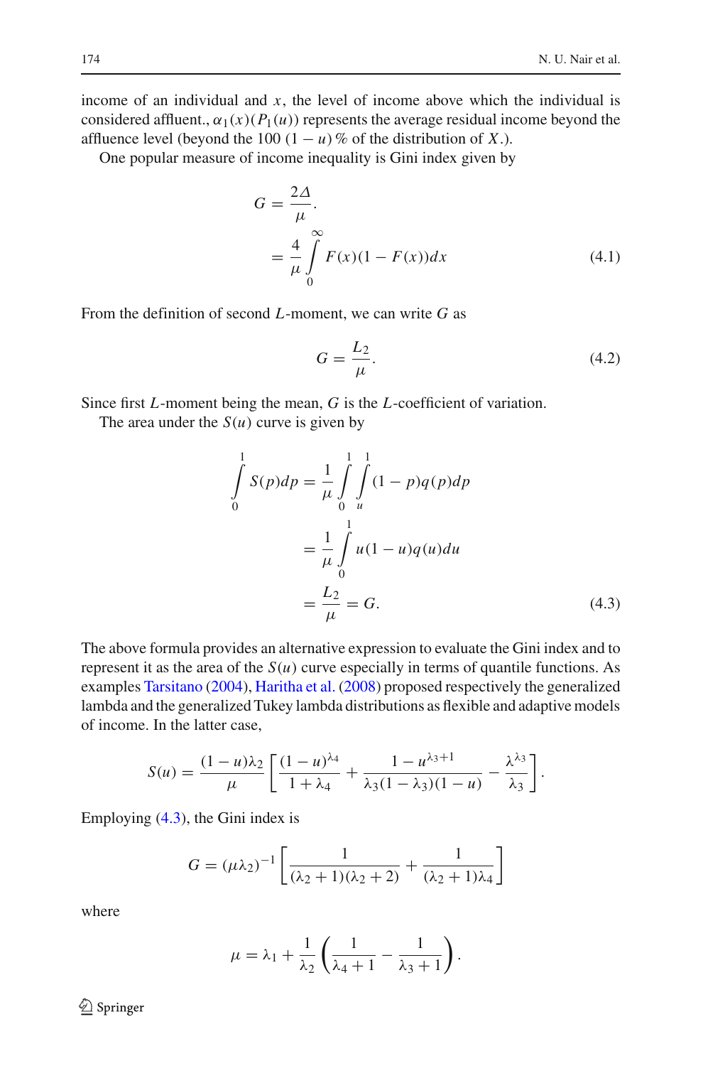income of an individual and $x$, the level of income above which the individual is considered affluent., $\alpha_1(x)(P_1(u))$ represents the average residual income beyond the affluence level (beyond the 100 $(1-u)$ % of the distribution of $X$.).

One popular measure of income inequality is Gini index given by

$$G = \frac{2\Delta}{\mu}.$$
$$= \frac{4}{\mu}\int_0^\infty F(x)(1-F(x))dx \tag{4.1}$$

From the definition of second $L$-moment, we can write $G$ as

$$G = \frac{L_2}{\mu}. \tag{4.2}$$

Since first $L$-moment being the mean, $G$ is the $L$-coefficient of variation.

The area under the $S(u)$ curve is given by

$$\begin{aligned}\int_0^1 S(p)dp &= \frac{1}{\mu}\int_0^1\int_u^1 (1-p)q(p)dp \\ &= \frac{1}{\mu}\int_0^1 u(1-u)q(u)du \\ &= \frac{L_2}{\mu} = G.\end{aligned} \tag{4.3}$$

The above formula provides an alternative expression to evaluate the Gini index and to represent it as the area of the $S(u)$ curve especially in terms of quantile functions. As examples Tarsitano (2004), Haritha et al. (2008) proposed respectively the generalized lambda and the generalized Tukey lambda distributions as flexible and adaptive models of income. In the latter case,

$$S(u) = \frac{(1-u)\lambda_2}{\mu}\left[\frac{(1-u)^{\lambda_4}}{1+\lambda_4} + \frac{1-u^{\lambda_3+1}}{\lambda_3(1-\lambda_3)(1-u)} - \frac{\lambda^{\lambda_3}}{\lambda_3}\right].$$

Employing (4.3), the Gini index is

$$G = (\mu\lambda_2)^{-1}\left[\frac{1}{(\lambda_2+1)(\lambda_2+2)} + \frac{1}{(\lambda_2+1)\lambda_4}\right]$$

where

$$\mu = \lambda_1 + \frac{1}{\lambda_2}\left(\frac{1}{\lambda_4+1} - \frac{1}{\lambda_3+1}\right).$$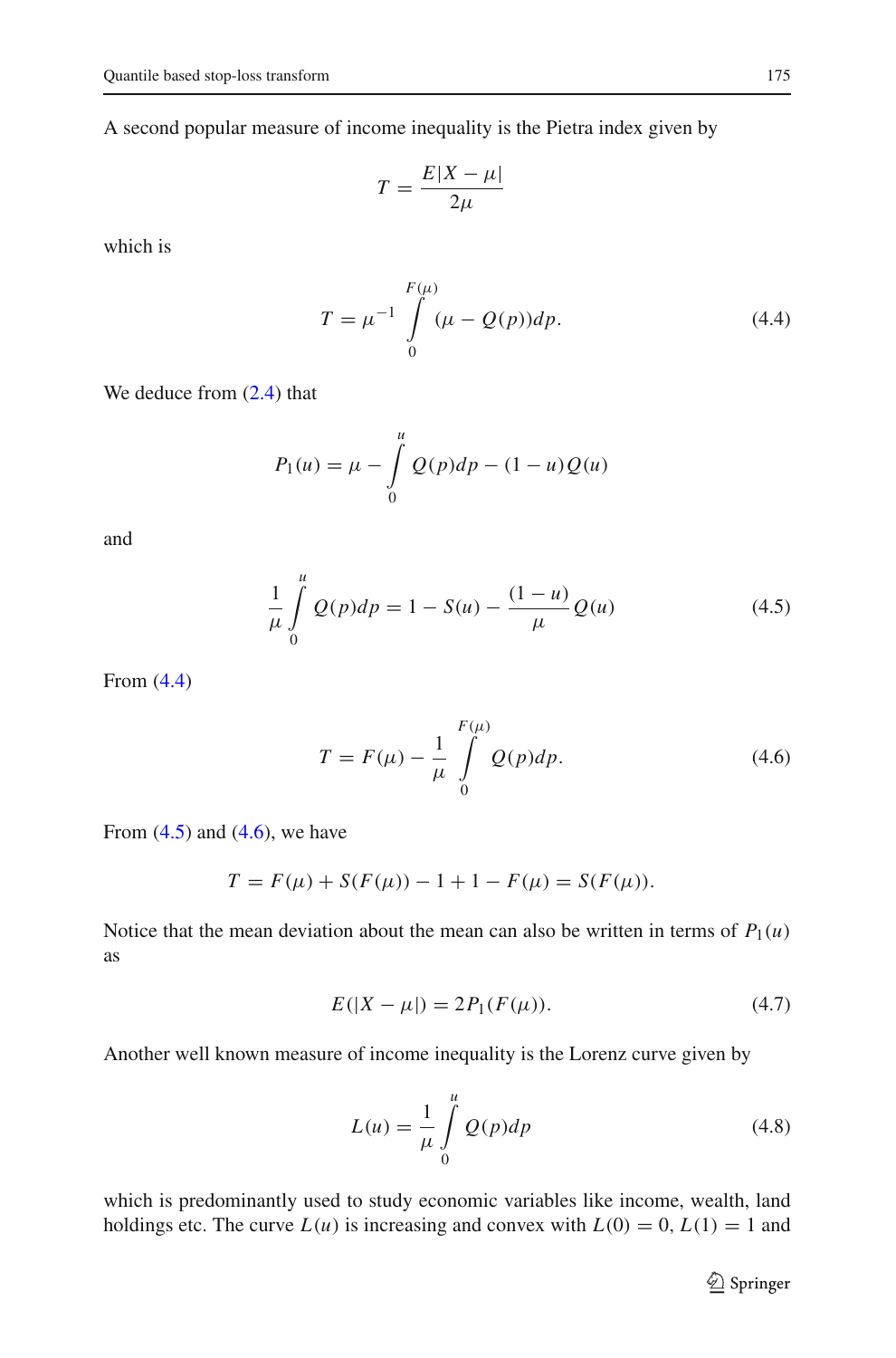A second popular measure of income inequality is the Pietra index given by

$$T = \frac{E|X - \mu|}{2\mu}$$

which is

$$T = \mu^{-1} \int_{0}^{F(\mu)} (\mu - Q(p))dp. \tag{4.4}$$

We deduce from (2.4) that

$$P_1(u) = \mu - \int_{0}^{u} Q(p)dp - (1-u)Q(u)$$

and

$$\frac{1}{\mu}\int_{0}^{u} Q(p)dp = 1 - S(u) - \frac{(1-u)}{\mu}Q(u) \tag{4.5}$$

From (4.4)

$$T = F(\mu) - \frac{1}{\mu}\int_{0}^{F(\mu)} Q(p)dp. \tag{4.6}$$

From (4.5) and (4.6), we have

$$T = F(\mu) + S(F(\mu)) - 1 + 1 - F(\mu) = S(F(\mu)).$$

Notice that the mean deviation about the mean can also be written in terms of $P_1(u)$ as

$$E(|X - \mu|) = 2P_1(F(\mu)). \tag{4.7}$$

Another well known measure of income inequality is the Lorenz curve given by

$$L(u) = \frac{1}{\mu}\int_{0}^{u} Q(p)dp \tag{4.8}$$

which is predominantly used to study economic variables like income, wealth, land holdings etc. The curve $L(u)$ is increasing and convex with $L(0) = 0$, $L(1) = 1$ and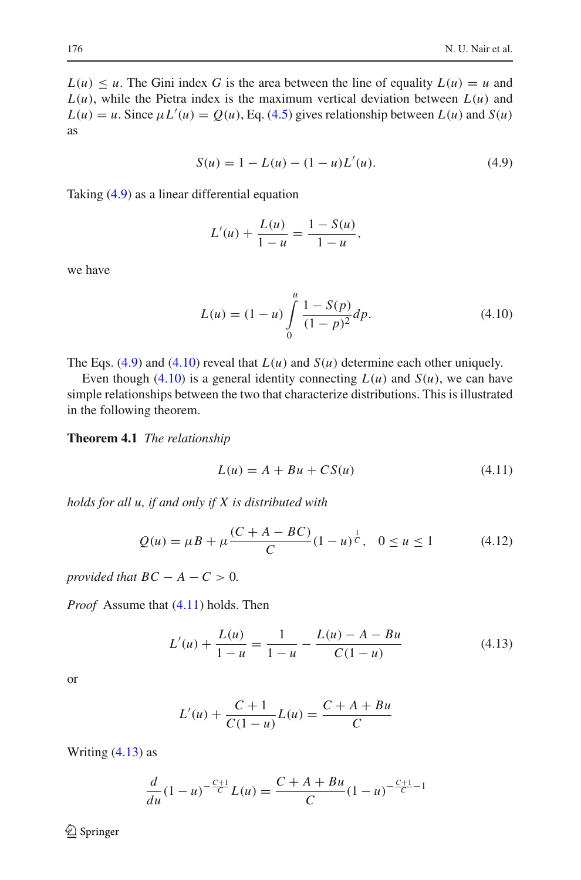$L(u) \le u$. The Gini index $G$ is the area between the line of equality $L(u) = u$ and $L(u)$, while the Pietra index is the maximum vertical deviation between $L(u)$ and $L(u) = u$. Since $\mu L'(u) = Q(u)$, Eq. (4.5) gives relationship between $L(u)$ and $S(u)$ as

$$S(u) = 1 - L(u) - (1-u)L'(u). \tag{4.9}$$

Taking (4.9) as a linear differential equation

$$L'(u) + \frac{L(u)}{1-u} = \frac{1-S(u)}{1-u},$$

we have

$$L(u) = (1-u)\int_0^u \frac{1-S(p)}{(1-p)^2}dp. \tag{4.10}$$

The Eqs. (4.9) and (4.10) reveal that $L(u)$ and $S(u)$ determine each other uniquely.

Even though (4.10) is a general identity connecting $L(u)$ and $S(u)$, we can have simple relationships between the two that characterize distributions. This is illustrated in the following theorem.

**Theorem 4.1** *The relationship*

$$L(u) = A + Bu + CS(u) \tag{4.11}$$

*holds for all u, if and only if X is distributed with*

$$Q(u) = \mu B + \mu\frac{(C + A - BC)}{C}(1-u)^{\frac{1}{C}}, \quad 0 \le u \le 1 \tag{4.12}$$

*provided that $BC - A - C > 0$.*

*Proof* Assume that (4.11) holds. Then

$$L'(u) + \frac{L(u)}{1-u} = \frac{1}{1-u} - \frac{L(u) - A - Bu}{C(1-u)} \tag{4.13}$$

or

$$L'(u) + \frac{C+1}{C(1-u)}L(u) = \frac{C + A + Bu}{C}$$

Writing (4.13) as

$$\frac{d}{du}(1-u)^{-\frac{C+1}{C}}L(u) = \frac{C + A + Bu}{C}(1-u)^{-\frac{C+1}{C}-1}$$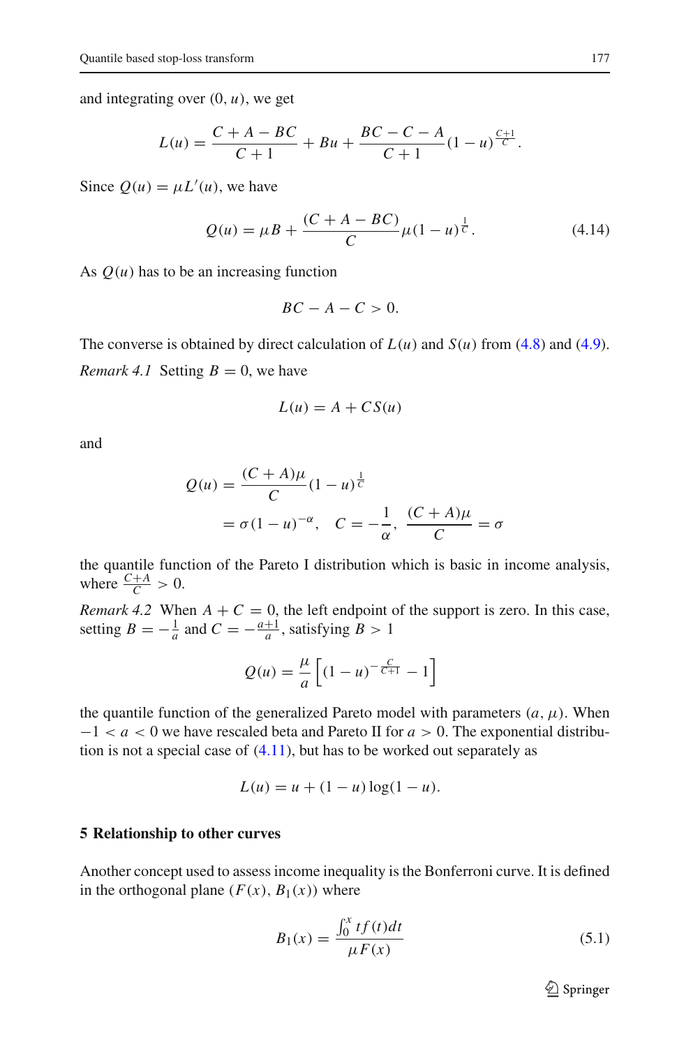and integrating over $(0, u)$, we get

$$L(u) = \frac{C + A - BC}{C + 1} + Bu + \frac{BC - C - A}{C + 1}(1 - u)^{\frac{C+1}{C}}.$$

Since $Q(u) = \mu L'(u)$, we have

$$Q(u) = \mu B + \frac{(C + A - BC)}{C}\mu(1 - u)^{\frac{1}{C}}. \tag{4.14}$$

As $Q(u)$ has to be an increasing function

$$BC - A - C > 0.$$

The converse is obtained by direct calculation of $L(u)$ and $S(u)$ from (4.8) and (4.9).

*Remark 4.1* Setting $B = 0$, we have

$$L(u) = A + CS(u)$$

and

$$\begin{aligned} Q(u) &= \frac{(C + A)\mu}{C}(1 - u)^{\frac{1}{C}} \\ &= \sigma(1 - u)^{-\alpha}, \quad C = -\frac{1}{\alpha}, \ \frac{(C + A)\mu}{C} = \sigma \end{aligned}$$

the quantile function of the Pareto I distribution which is basic in income analysis, where $\frac{C+A}{C} > 0$.

*Remark 4.2* When $A + C = 0$, the left endpoint of the support is zero. In this case, setting $B = -\frac{1}{a}$ and $C = -\frac{a+1}{a}$, satisfying $B > 1$

$$Q(u) = \frac{\mu}{a}\left[(1 - u)^{-\frac{C}{C+1}} - 1\right]$$

the quantile function of the generalized Pareto model with parameters $(a, \mu)$. When $-1 < a < 0$ we have rescaled beta and Pareto II for $a > 0$. The exponential distribution is not a special case of (4.11), but has to be worked out separately as

$$L(u) = u + (1 - u)\log(1 - u).$$

## 5 Relationship to other curves

Another concept used to assess income inequality is the Bonferroni curve. It is defined in the orthogonal plane $(F(x), B_1(x))$ where

$$B_1(x) = \frac{\int_0^x tf(t)dt}{\mu F(x)} \tag{5.1}$$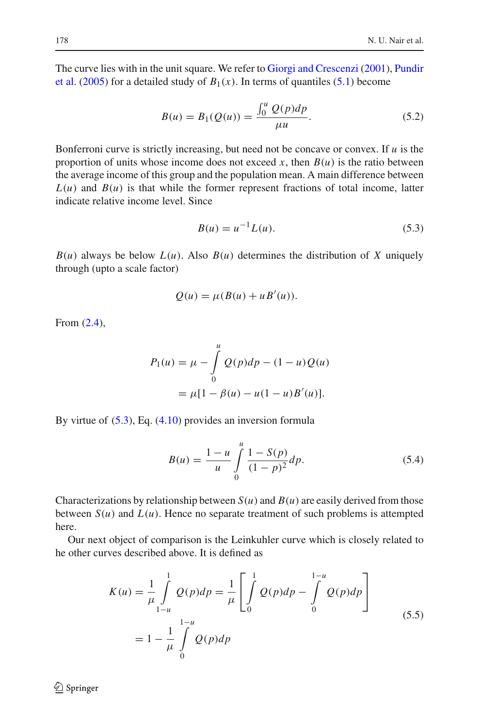The curve lies with in the unit square. We refer to Giorgi and Crescenzi (2001), Pundir et al. (2005) for a detailed study of $B_1(x)$. In terms of quantiles (5.1) become

$$B(u) = B_1(Q(u)) = \frac{\int_0^u Q(p)dp}{\mu u}. \tag{5.2}$$

Bonferroni curve is strictly increasing, but need not be concave or convex. If $u$ is the proportion of units whose income does not exceed $x$, then $B(u)$ is the ratio between the average income of this group and the population mean. A main difference between $L(u)$ and $B(u)$ is that while the former represent fractions of total income, latter indicate relative income level. Since

$$B(u) = u^{-1}L(u). \tag{5.3}$$

$B(u)$ always be below $L(u)$. Also $B(u)$ determines the distribution of $X$ uniquely through (upto a scale factor)

$$Q(u) = \mu(B(u) + uB'(u)).$$

From (2.4),

$$\begin{aligned} P_1(u) &= \mu - \int_0^u Q(p)dp - (1-u)Q(u) \\ &= \mu[1 - \beta(u) - u(1-u)B'(u)]. \end{aligned}$$

By virtue of (5.3), Eq. (4.10) provides an inversion formula

$$B(u) = \frac{1-u}{u} \int_0^u \frac{1-S(p)}{(1-p)^2} dp. \tag{5.4}$$

Characterizations by relationship between $S(u)$ and $B(u)$ are easily derived from those between $S(u)$ and $L(u)$. Hence no separate treatment of such problems is attempted here.

Our next object of comparison is the Leinkuhler curve which is closely related to he other curves described above. It is defined as

$$\begin{aligned} K(u) &= \frac{1}{\mu} \int_{1-u}^1 Q(p)dp = \frac{1}{\mu} \left[ \int_0^1 Q(p)dp - \int_0^{1-u} Q(p)dp \right] \\ &= 1 - \frac{1}{\mu} \int_0^{1-u} Q(p)dp \end{aligned} \tag{5.5}$$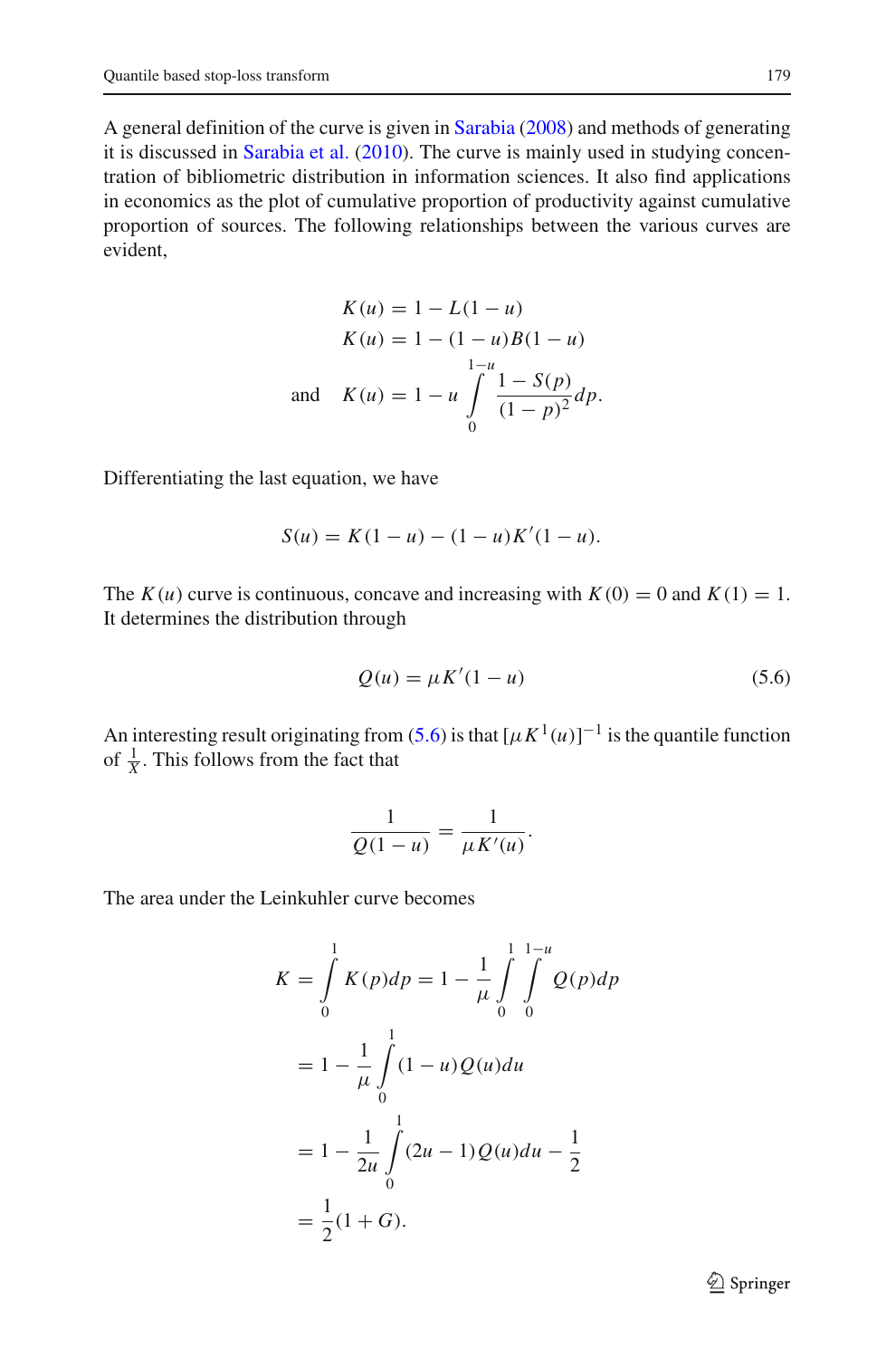A general definition of the curve is given in Sarabia (2008) and methods of generating it is discussed in Sarabia et al. (2010). The curve is mainly used in studying concentration of bibliometric distribution in information sciences. It also find applications in economics as the plot of cumulative proportion of productivity against cumulative proportion of sources. The following relationships between the various curves are evident,

$$
\begin{aligned}
K(u) &= 1 - L(1-u) \\
K(u) &= 1 - (1-u)B(1-u) \\
\text{and} \quad K(u) &= 1 - u\int_0^{1-u} \frac{1-S(p)}{(1-p)^2}dp.
\end{aligned}
$$

Differentiating the last equation, we have

$$
S(u) = K(1-u) - (1-u)K'(1-u).
$$

The $K(u)$ curve is continuous, concave and increasing with $K(0) = 0$ and $K(1) = 1$. It determines the distribution through

$$
Q(u) = \mu K'(1-u) \tag{5.6}
$$

An interesting result originating from (5.6) is that $[\mu K^1(u)]^{-1}$ is the quantile function of $\frac{1}{X}$. This follows from the fact that

$$
\frac{1}{Q(1-u)} = \frac{1}{\mu K'(u)}.
$$

The area under the Leinkuhler curve becomes

$$
\begin{aligned}
K &= \int_0^1 K(p)dp = 1 - \frac{1}{\mu}\int_0^1\int_0^{1-u} Q(p)dp \\
&= 1 - \frac{1}{\mu}\int_0^1 (1-u)Q(u)du \\
&= 1 - \frac{1}{2u}\int_0^1 (2u-1)Q(u)du - \frac{1}{2} \\
&= \frac{1}{2}(1+G).
\end{aligned}
$$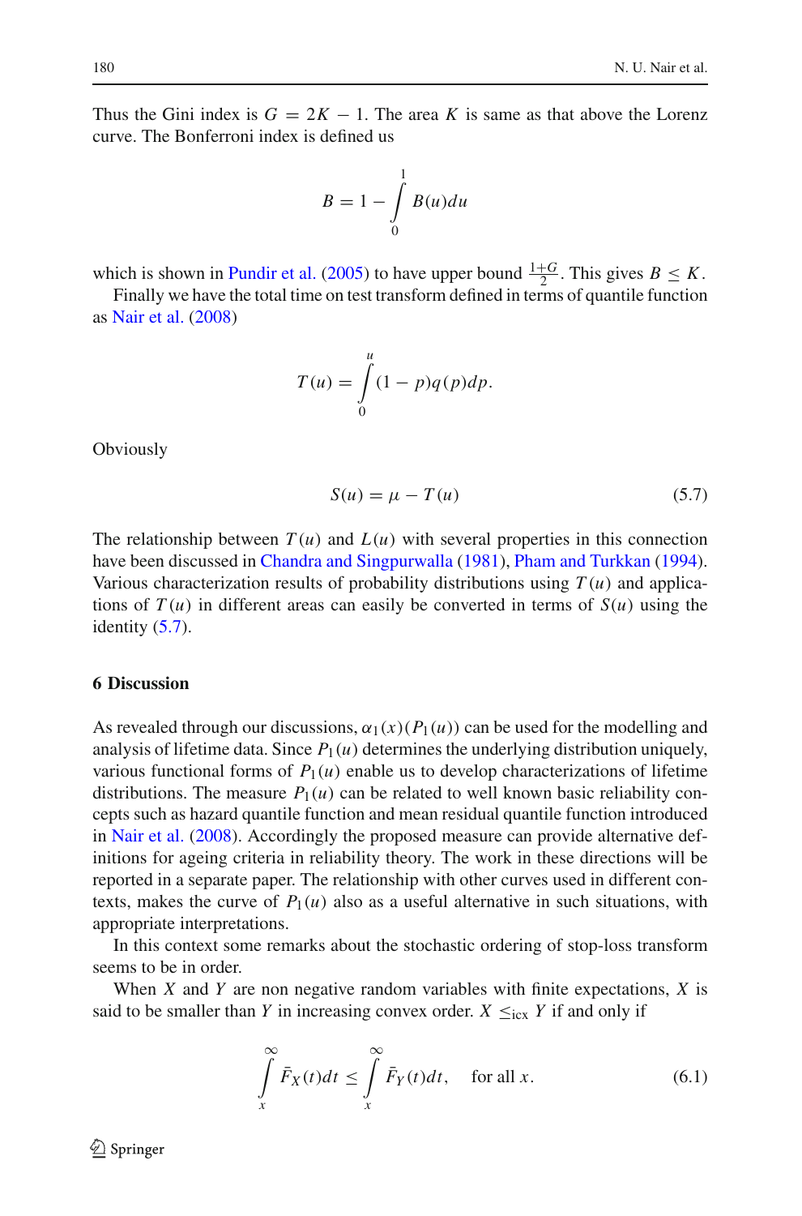Thus the Gini index is $G = 2K - 1$. The area $K$ is same as that above the Lorenz curve. The Bonferroni index is defined us

$$B = 1 - \int_0^1 B(u)du$$

which is shown in Pundir et al. (2005) to have upper bound $\frac{1+G}{2}$. This gives $B \le K$.

Finally we have the total time on test transform defined in terms of quantile function as Nair et al. (2008)

$$T(u) = \int_0^u (1-p)q(p)dp.$$

Obviously

$$S(u) = \mu - T(u) \tag{5.7}$$

The relationship between $T(u)$ and $L(u)$ with several properties in this connection have been discussed in Chandra and Singpurwalla (1981), Pham and Turkkan (1994). Various characterization results of probability distributions using $T(u)$ and applications of $T(u)$ in different areas can easily be converted in terms of $S(u)$ using the identity (5.7).

## 6 Discussion

As revealed through our discussions, $\alpha_1(x)(P_1(u))$ can be used for the modelling and analysis of lifetime data. Since $P_1(u)$ determines the underlying distribution uniquely, various functional forms of $P_1(u)$ enable us to develop characterizations of lifetime distributions. The measure $P_1(u)$ can be related to well known basic reliability concepts such as hazard quantile function and mean residual quantile function introduced in Nair et al. (2008). Accordingly the proposed measure can provide alternative definitions for ageing criteria in reliability theory. The work in these directions will be reported in a separate paper. The relationship with other curves used in different contexts, makes the curve of $P_1(u)$ also as a useful alternative in such situations, with appropriate interpretations.

In this context some remarks about the stochastic ordering of stop-loss transform seems to be in order.

When $X$ and $Y$ are non negative random variables with finite expectations, $X$ is said to be smaller than $Y$ in increasing convex order. $X \le_{\text{icx}} Y$ if and only if

$$\int_x^\infty \bar{F}_X(t)dt \le \int_x^\infty \bar{F}_Y(t)dt, \quad \text{for all } x. \tag{6.1}$$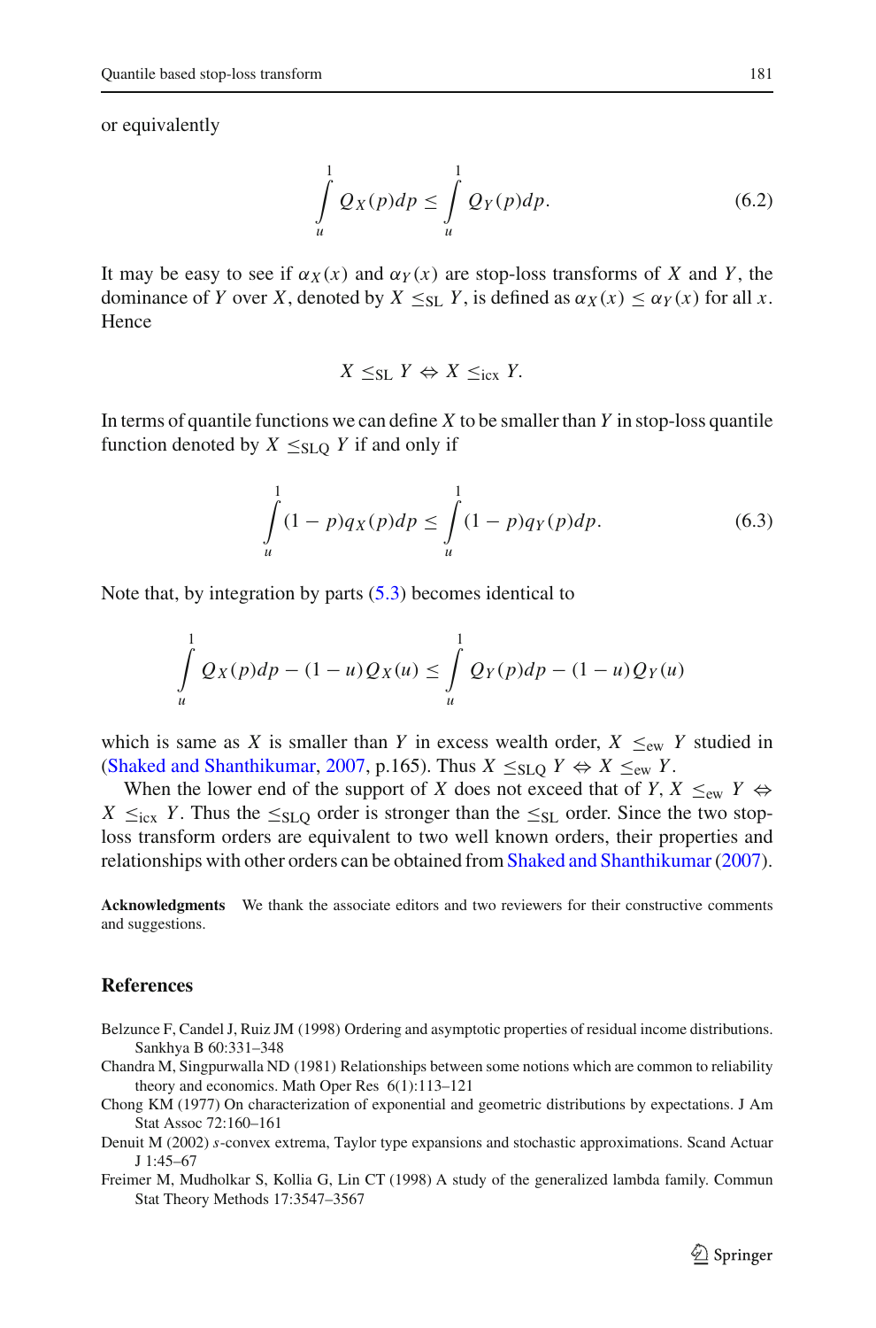or equivalently

$$\int_u^1 Q_X(p)dp \leq \int_u^1 Q_Y(p)dp. \tag{6.2}$$

It may be easy to see if $\alpha_X(x)$ and $\alpha_Y(x)$ are stop-loss transforms of $X$ and $Y$, the dominance of $Y$ over $X$, denoted by $X \leq_{\text{SL}} Y$, is defined as $\alpha_X(x) \leq \alpha_Y(x)$ for all $x$. Hence

$$X \leq_{\text{SL}} Y \Leftrightarrow X \leq_{\text{icx}} Y.$$

In terms of quantile functions we can define $X$ to be smaller than $Y$ in stop-loss quantile function denoted by $X \leq_{\text{SLQ}} Y$ if and only if

$$\int_u^1 (1-p)q_X(p)dp \leq \int_u^1 (1-p)q_Y(p)dp. \tag{6.3}$$

Note that, by integration by parts (5.3) becomes identical to

$$\int_u^1 Q_X(p)dp - (1-u)Q_X(u) \leq \int_u^1 Q_Y(p)dp - (1-u)Q_Y(u)$$

which is same as $X$ is smaller than $Y$ in excess wealth order, $X \leq_{\text{ew}} Y$ studied in (Shaked and Shanthikumar, 2007, p.165). Thus $X \leq_{\text{SLQ}} Y \Leftrightarrow X \leq_{\text{ew}} Y$.

When the lower end of the support of $X$ does not exceed that of $Y$, $X \leq_{\text{ew}} Y \Leftrightarrow X \leq_{\text{icx}} Y$. Thus the $\leq_{\text{SLQ}}$ order is stronger than the $\leq_{\text{SL}}$ order. Since the two stop-loss transform orders are equivalent to two well known orders, their properties and relationships with other orders can be obtained from Shaked and Shanthikumar (2007).

**Acknowledgments** We thank the associate editors and two reviewers for their constructive comments and suggestions.

## References

Belzunce F, Candel J, Ruiz JM (1998) Ordering and asymptotic properties of residual income distributions. Sankhya B 60:331–348

Chandra M, Singpurwalla ND (1981) Relationships between some notions which are common to reliability theory and economics. Math Oper Res 6(1):113–121

Chong KM (1977) On characterization of exponential and geometric distributions by expectations. J Am Stat Assoc 72:160–161

Denuit M (2002) $s$-convex extrema, Taylor type expansions and stochastic approximations. Scand Actuar J 1:45–67

Freimer M, Mudholkar S, Kollia G, Lin CT (1998) A study of the generalized lambda family. Commun Stat Theory Methods 17:3547–3567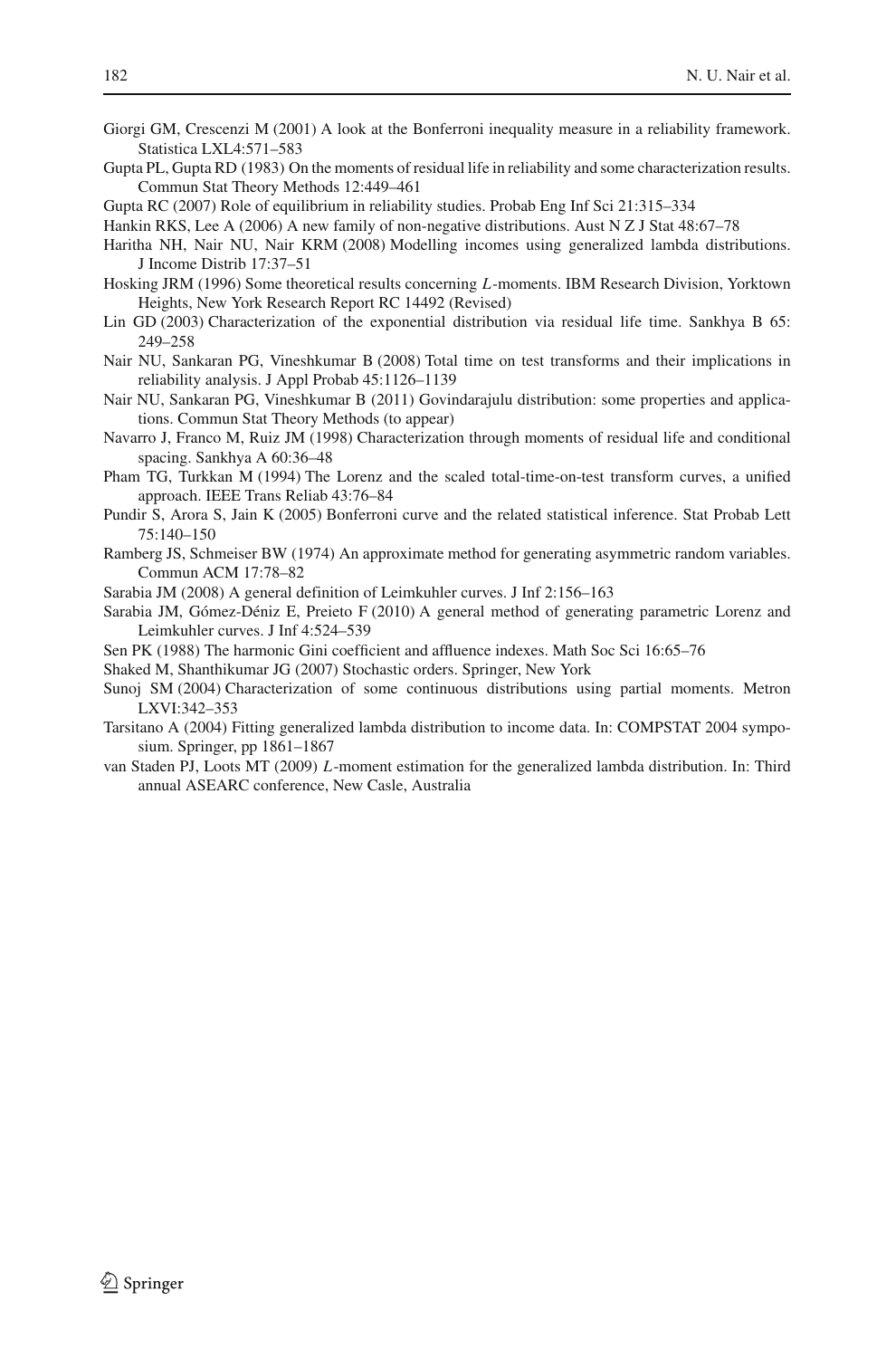Giorgi GM, Crescenzi M (2001) A look at the Bonferroni inequality measure in a reliability framework. Statistica LXL4:571–583

Gupta PL, Gupta RD (1983) On the moments of residual life in reliability and some characterization results. Commun Stat Theory Methods 12:449–461

Gupta RC (2007) Role of equilibrium in reliability studies. Probab Eng Inf Sci 21:315–334

Hankin RKS, Lee A (2006) A new family of non-negative distributions. Aust N Z J Stat 48:67–78

Haritha NH, Nair NU, Nair KRM (2008) Modelling incomes using generalized lambda distributions. J Income Distrib 17:37–51

Hosking JRM (1996) Some theoretical results concerning *L*-moments. IBM Research Division, Yorktown Heights, New York Research Report RC 14492 (Revised)

Lin GD (2003) Characterization of the exponential distribution via residual life time. Sankhya B 65: 249–258

Nair NU, Sankaran PG, Vineshkumar B (2008) Total time on test transforms and their implications in reliability analysis. J Appl Probab 45:1126–1139

Nair NU, Sankaran PG, Vineshkumar B (2011) Govindarajulu distribution: some properties and applications. Commun Stat Theory Methods (to appear)

Navarro J, Franco M, Ruiz JM (1998) Characterization through moments of residual life and conditional spacing. Sankhya A 60:36–48

Pham TG, Turkkan M (1994) The Lorenz and the scaled total-time-on-test transform curves, a unified approach. IEEE Trans Reliab 43:76–84

Pundir S, Arora S, Jain K (2005) Bonferroni curve and the related statistical inference. Stat Probab Lett 75:140–150

Ramberg JS, Schmeiser BW (1974) An approximate method for generating asymmetric random variables. Commun ACM 17:78–82

Sarabia JM (2008) A general definition of Leimkuhler curves. J Inf 2:156–163

Sarabia JM, Gómez-Déniz E, Preieto F (2010) A general method of generating parametric Lorenz and Leimkuhler curves. J Inf 4:524–539

Sen PK (1988) The harmonic Gini coefficient and affluence indexes. Math Soc Sci 16:65–76

Shaked M, Shanthikumar JG (2007) Stochastic orders. Springer, New York

Sunoj SM (2004) Characterization of some continuous distributions using partial moments. Metron LXVI:342–353

Tarsitano A (2004) Fitting generalized lambda distribution to income data. In: COMPSTAT 2004 symposium. Springer, pp 1861–1867

van Staden PJ, Loots MT (2009) *L*-moment estimation for the generalized lambda distribution. In: Third annual ASEARC conference, New Casle, Australia